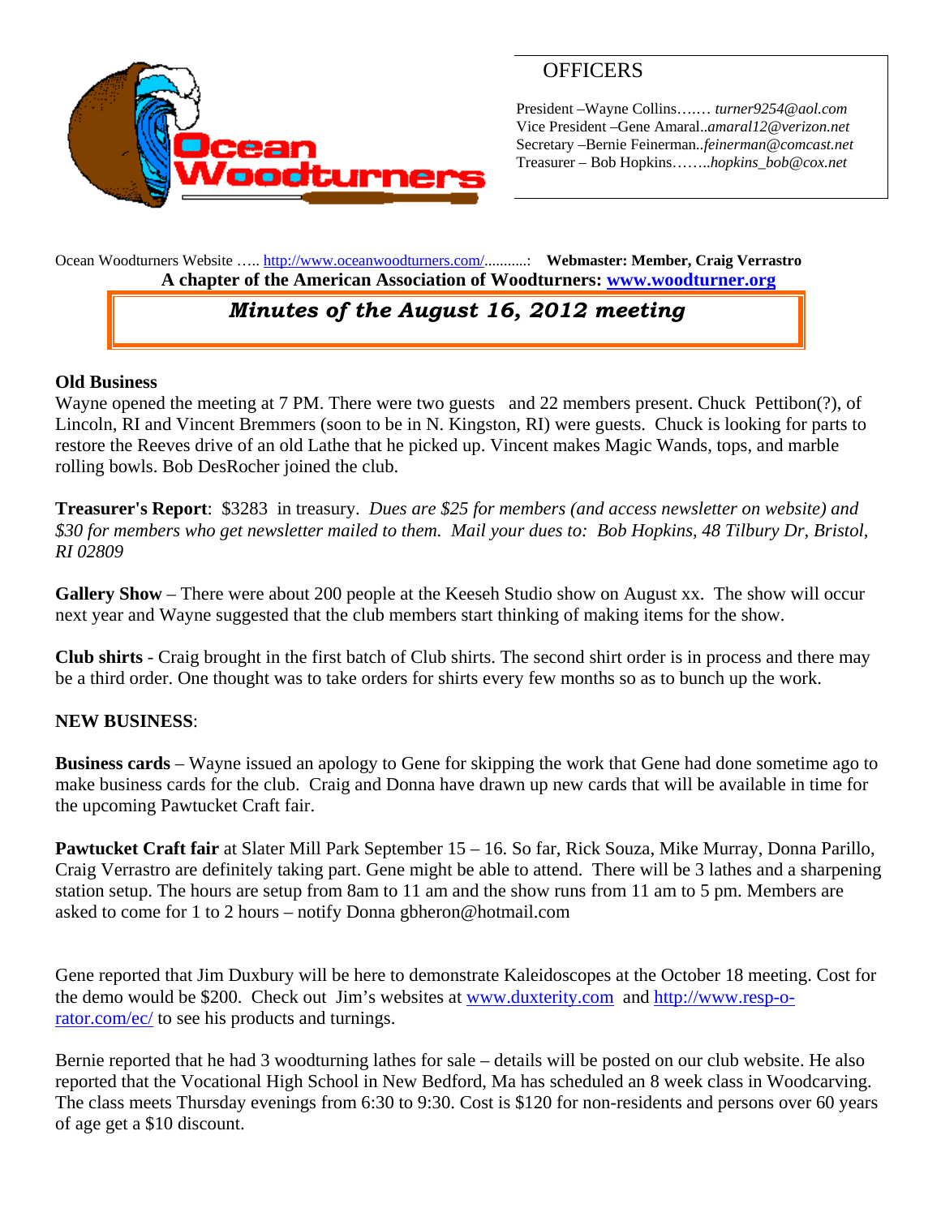Ocean Woodturners

## OFFICERS

President –Wayne Collins….… *turner9254@aol.com*
Vice President –Gene Amaral..*amaral12@verizon.net*
Secretary –Bernie Feinerman..*feinerman@comcast.net*
Treasurer – Bob Hopkins……..*hopkins_bob@cox.net*

Ocean Woodturners Website ….. http://www.oceanwoodturners.com/..........: **Webmaster: Member, Craig Verrastro**

**A chapter of the American Association of Woodturners: www.woodturner.org**

# *Minutes of the August 16, 2012 meeting*

**Old Business**

Wayne opened the meeting at 7 PM. There were two guests and 22 members present. Chuck Pettibon(?), of Lincoln, RI and Vincent Bremmers (soon to be in N. Kingston, RI) were guests. Chuck is looking for parts to restore the Reeves drive of an old Lathe that he picked up. Vincent makes Magic Wands, tops, and marble rolling bowls. Bob DesRocher joined the club.

**Treasurer's Report**: $3283 in treasury. *Dues are $25 for members (and access newsletter on website) and $30 for members who get newsletter mailed to them. Mail your dues to: Bob Hopkins, 48 Tilbury Dr, Bristol, RI 02809*

**Gallery Show** – There were about 200 people at the Keeseh Studio show on August xx. The show will occur next year and Wayne suggested that the club members start thinking of making items for the show.

**Club shirts** - Craig brought in the first batch of Club shirts. The second shirt order is in process and there may be a third order. One thought was to take orders for shirts every few months so as to bunch up the work.

**NEW BUSINESS**:

**Business cards** – Wayne issued an apology to Gene for skipping the work that Gene had done sometime ago to make business cards for the club. Craig and Donna have drawn up new cards that will be available in time for the upcoming Pawtucket Craft fair.

**Pawtucket Craft fair** at Slater Mill Park September 15 – 16. So far, Rick Souza, Mike Murray, Donna Parillo, Craig Verrastro are definitely taking part. Gene might be able to attend. There will be 3 lathes and a sharpening station setup. The hours are setup from 8am to 11 am and the show runs from 11 am to 5 pm. Members are asked to come for 1 to 2 hours – notify Donna gbheron@hotmail.com

Gene reported that Jim Duxbury will be here to demonstrate Kaleidoscopes at the October 18 meeting. Cost for the demo would be $200. Check out Jim's websites at www.duxterity.com and http://www.resp-o-rator.com/ec/ to see his products and turnings.

Bernie reported that he had 3 woodturning lathes for sale – details will be posted on our club website. He also reported that the Vocational High School in New Bedford, Ma has scheduled an 8 week class in Woodcarving. The class meets Thursday evenings from 6:30 to 9:30. Cost is $120 for non-residents and persons over 60 years of age get a $10 discount.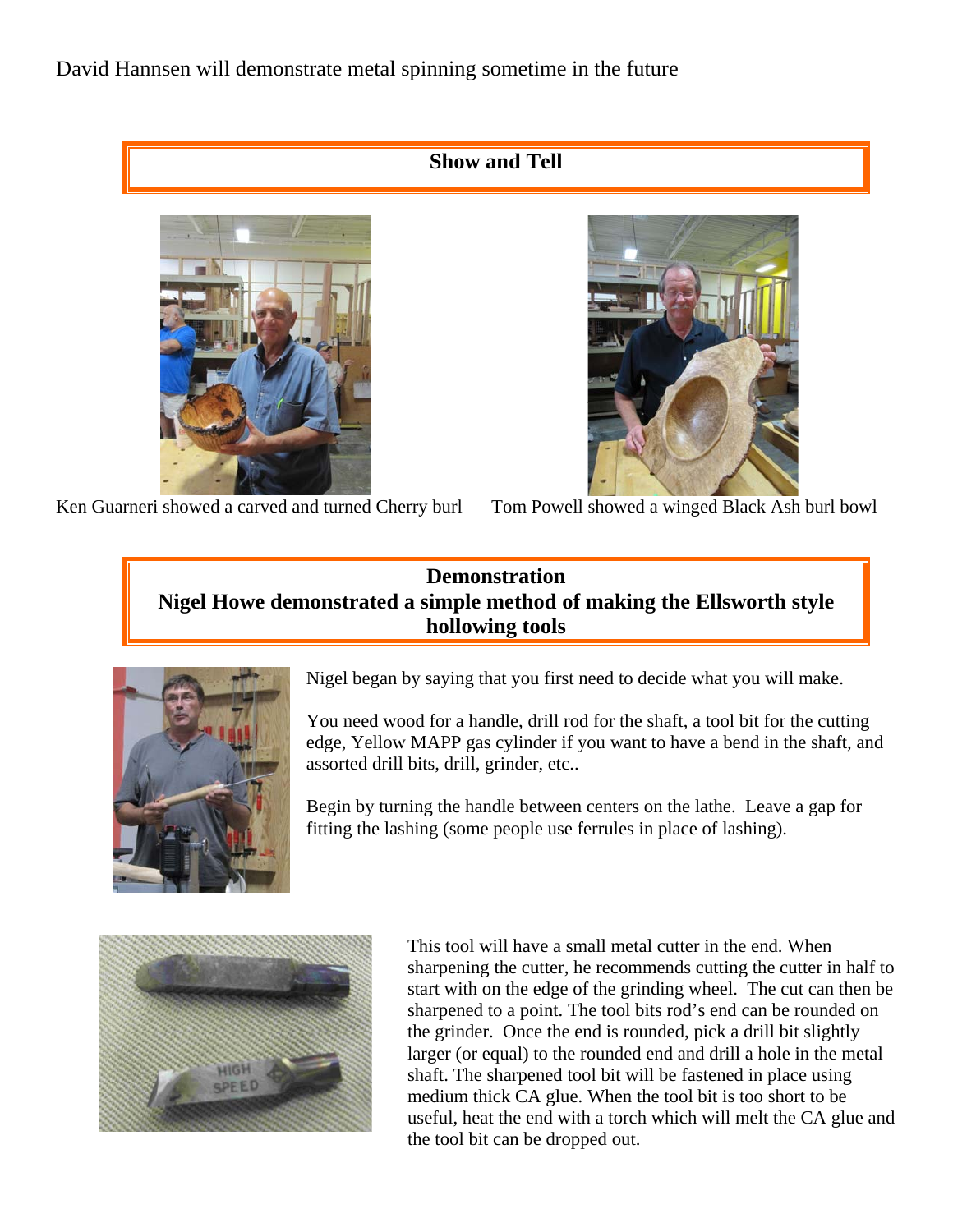David Hannsen will demonstrate metal spinning sometime in the future

## Show and Tell

Ken Guarneri showed a carved and turned Cherry burl

Tom Powell showed a winged Black Ash burl bowl

## Demonstration
## Nigel Howe demonstrated a simple method of making the Ellsworth style hollowing tools

Nigel began by saying that you first need to decide what you will make.

You need wood for a handle, drill rod for the shaft, a tool bit for the cutting edge, Yellow MAPP gas cylinder if you want to have a bend in the shaft, and assorted drill bits, drill, grinder, etc..

Begin by turning the handle between centers on the lathe. Leave a gap for fitting the lashing (some people use ferrules in place of lashing).

This tool will have a small metal cutter in the end. When sharpening the cutter, he recommends cutting the cutter in half to start with on the edge of the grinding wheel. The cut can then be sharpened to a point. The tool bits rod's end can be rounded on the grinder. Once the end is rounded, pick a drill bit slightly larger (or equal) to the rounded end and drill a hole in the metal shaft. The sharpened tool bit will be fastened in place using medium thick CA glue. When the tool bit is too short to be useful, heat the end with a torch which will melt the CA glue and the tool bit can be dropped out.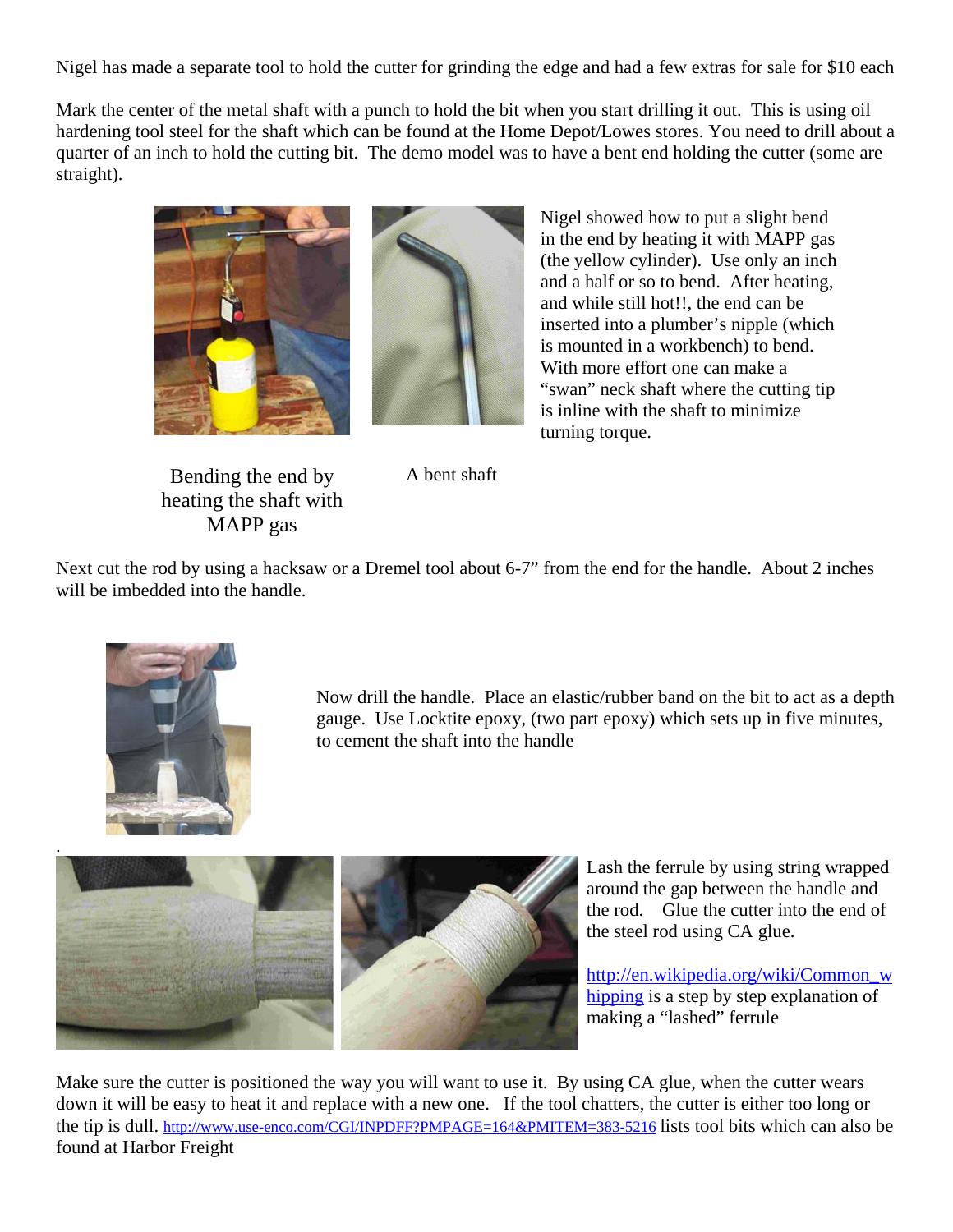Nigel has made a separate tool to hold the cutter for grinding the edge and had a few extras for sale for $10 each

Mark the center of the metal shaft with a punch to hold the bit when you start drilling it out. This is using oil hardening tool steel for the shaft which can be found at the Home Depot/Lowes stores. You need to drill about a quarter of an inch to hold the cutting bit. The demo model was to have a bent end holding the cutter (some are straight).

Nigel showed how to put a slight bend in the end by heating it with MAPP gas (the yellow cylinder). Use only an inch and a half or so to bend. After heating, and while still hot!!, the end can be inserted into a plumber's nipple (which is mounted in a workbench) to bend. With more effort one can make a "swan" neck shaft where the cutting tip is inline with the shaft to minimize turning torque.

Bending the end by heating the shaft with MAPP gas

A bent shaft

Next cut the rod by using a hacksaw or a Dremel tool about 6-7" from the end for the handle. About 2 inches will be imbedded into the handle.

Now drill the handle. Place an elastic/rubber band on the bit to act as a depth gauge. Use Locktite epoxy, (two part epoxy) which sets up in five minutes, to cement the shaft into the handle

Lash the ferrule by using string wrapped around the gap between the handle and the rod. Glue the cutter into the end of the steel rod using CA glue.

http://en.wikipedia.org/wiki/Common_whipping is a step by step explanation of making a "lashed" ferrule

Make sure the cutter is positioned the way you will want to use it. By using CA glue, when the cutter wears down it will be easy to heat it and replace with a new one. If the tool chatters, the cutter is either too long or the tip is dull. http://www.use-enco.com/CGI/INPDFF?PMPAGE=164&PMITEM=383-5216 lists tool bits which can also be found at Harbor Freight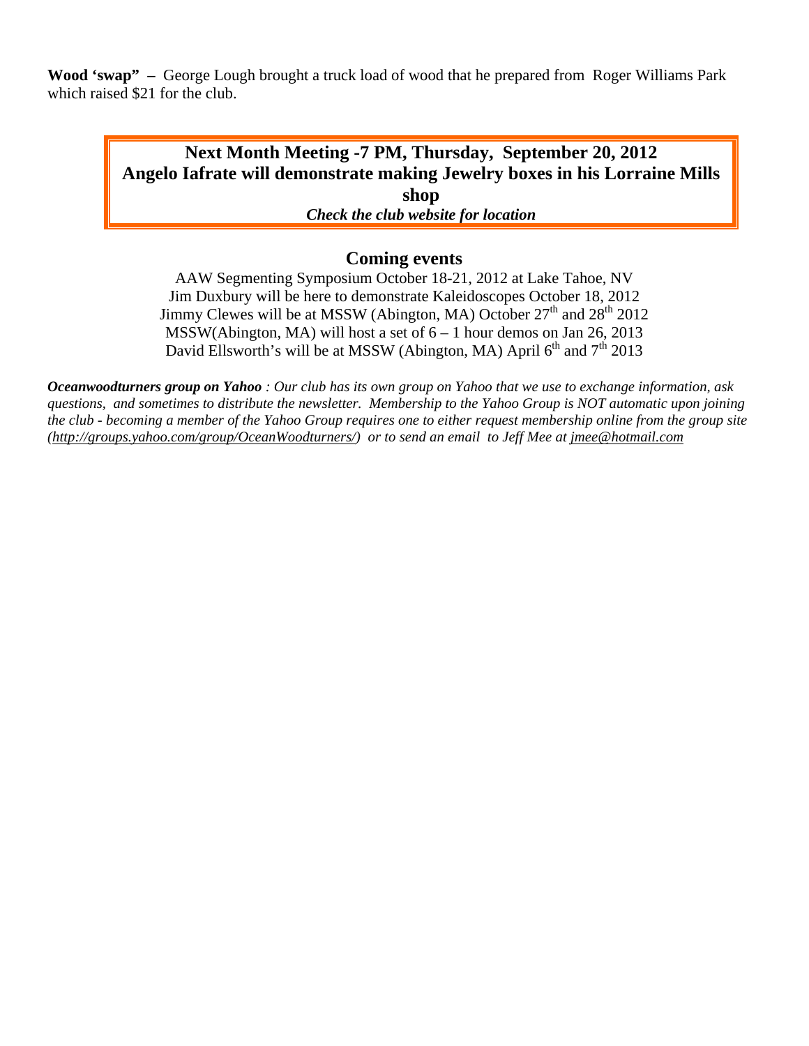**Wood 'swap" –** George Lough brought a truck load of wood that he prepared from Roger Williams Park which raised $21 for the club.

**Next Month Meeting -7 PM, Thursday, September 20, 2012**
**Angelo Iafrate will demonstrate making Jewelry boxes in his Lorraine Mills shop**
***Check the club website for location***

## Coming events

AAW Segmenting Symposium October 18-21, 2012 at Lake Tahoe, NV
Jim Duxbury will be here to demonstrate Kaleidoscopes October 18, 2012
Jimmy Clewes will be at MSSW (Abington, MA) October 27th and 28th 2012
MSSW(Abington, MA) will host a set of 6 – 1 hour demos on Jan 26, 2013
David Ellsworth's will be at MSSW (Abington, MA) April 6th and 7th 2013

***Oceanwoodturners group on Yahoo** : Our club has its own group on Yahoo that we use to exchange information, ask questions, and sometimes to distribute the newsletter. Membership to the Yahoo Group is NOT automatic upon joining the club - becoming a member of the Yahoo Group requires one to either request membership online from the group site (http://groups.yahoo.com/group/OceanWoodturners/) or to send an email to Jeff Mee at jmee@hotmail.com*